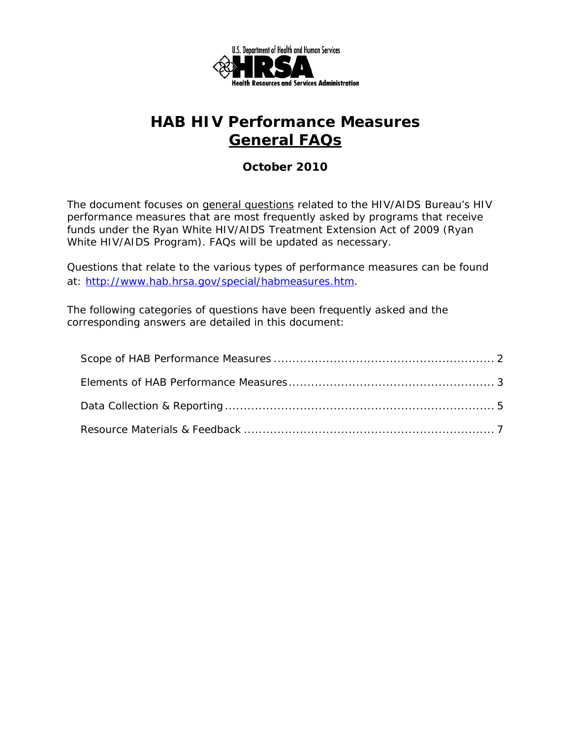U.S. Department of Health and Human Services

HRSA

Health Resources and Services Administration

# HAB HIV Performance Measures
## General FAQs

**October 2010**

The document focuses on general questions related to the HIV/AIDS Bureau's HIV performance measures that are most frequently asked by programs that receive funds under the Ryan White HIV/AIDS Treatment Extension Act of 2009 (Ryan White HIV/AIDS Program). FAQs will be updated as necessary.

Questions that relate to the various types of performance measures can be found at: http://www.hab.hrsa.gov/special/habmeasures.htm.

The following categories of questions have been frequently asked and the corresponding answers are detailed in this document:

- Scope of HAB Performance Measures ........................................................ 2
- Elements of HAB Performance Measures ................................................... 3
- Data Collection & Reporting ..................................................................... 5
- Resource Materials & Feedback ............................................................... 7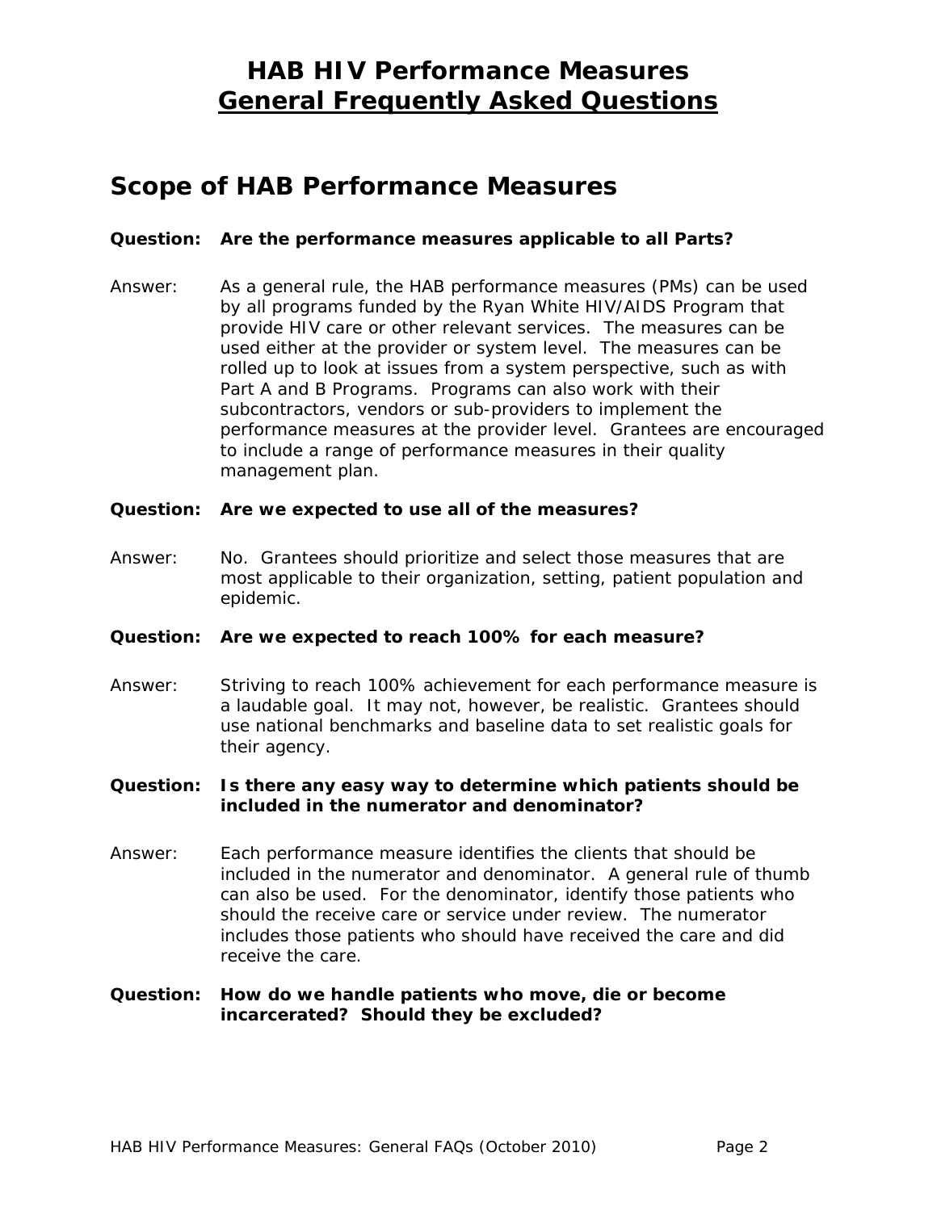# HAB HIV Performance Measures
# General Frequently Asked Questions

## Scope of HAB Performance Measures

**Question: Are the performance measures applicable to all Parts?**

Answer: As a general rule, the HAB performance measures (PMs) can be used by all programs funded by the Ryan White HIV/AIDS Program that provide HIV care or other relevant services. The measures can be used either at the provider or system level. The measures can be rolled up to look at issues from a system perspective, such as with Part A and B Programs. Programs can also work with their subcontractors, vendors or sub-providers to implement the performance measures at the provider level. Grantees are encouraged to include a range of performance measures in their quality management plan.

**Question: Are we expected to use all of the measures?**

Answer: No. Grantees should prioritize and select those measures that are most applicable to their organization, setting, patient population and epidemic.

**Question: Are we expected to reach 100% for each measure?**

Answer: Striving to reach 100% achievement for each performance measure is a laudable goal. It may not, however, be realistic. Grantees should use national benchmarks and baseline data to set realistic goals for their agency.

**Question: Is there any easy way to determine which patients should be included in the numerator and denominator?**

Answer: Each performance measure identifies the clients that should be included in the numerator and denominator. A general rule of thumb can also be used. For the denominator, identify those patients who should the receive care or service under review. The numerator includes those patients who should have received the care and did receive the care.

**Question: How do we handle patients who move, die or become incarcerated? Should they be excluded?**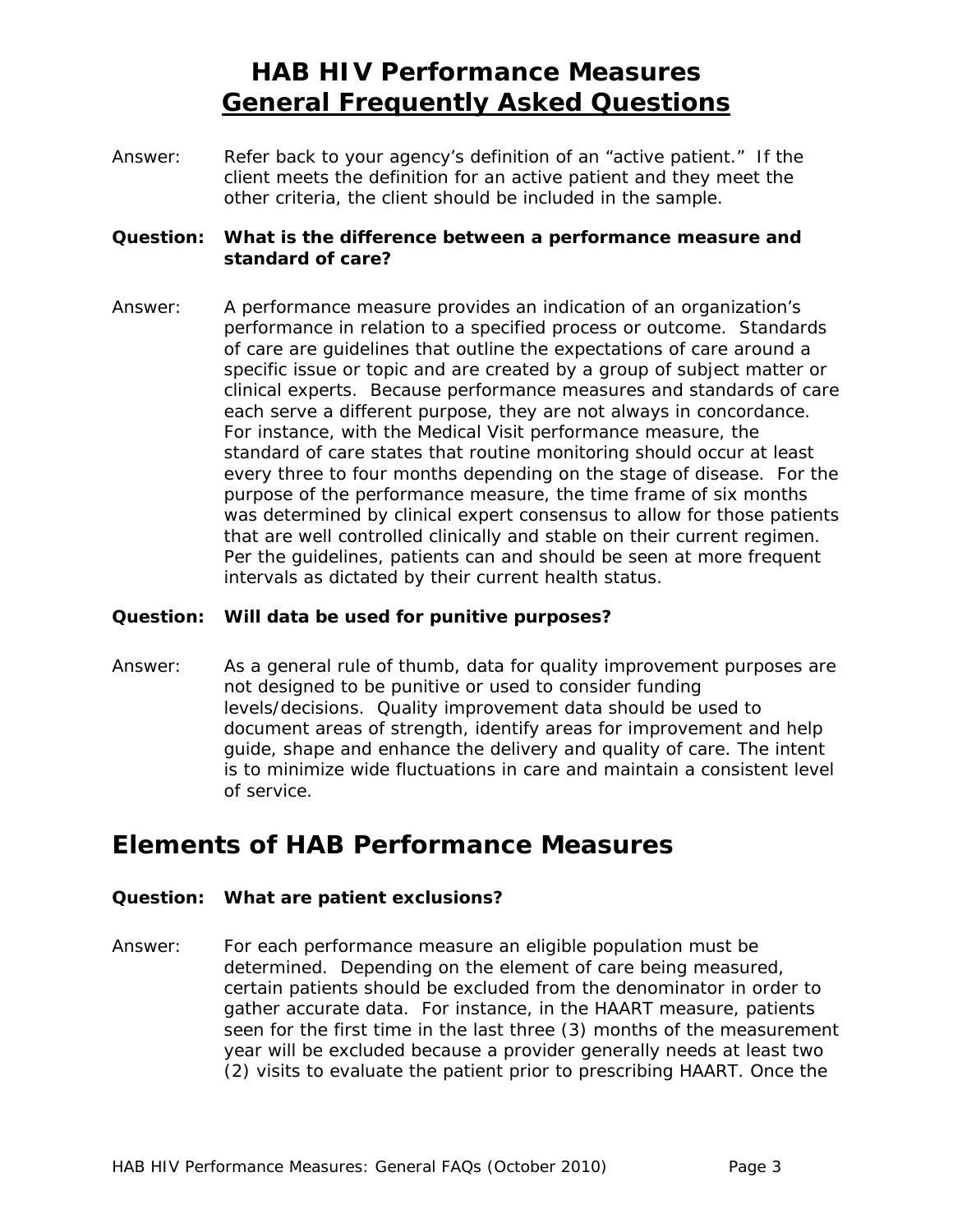Answer: Refer back to your agency's definition of an "active patient." If the client meets the definition for an active patient and they meet the other criteria, the client should be included in the sample.

**Question: What is the difference between a performance measure and standard of care?**

Answer: A performance measure provides an indication of an organization's performance in relation to a specified process or outcome. Standards of care are guidelines that outline the expectations of care around a specific issue or topic and are created by a group of subject matter or clinical experts. Because performance measures and standards of care each serve a different purpose, they are not always in concordance. For instance, with the Medical Visit performance measure, the standard of care states that routine monitoring should occur at least every three to four months depending on the stage of disease. For the purpose of the performance measure, the time frame of six months was determined by clinical expert consensus to allow for those patients that are well controlled clinically and stable on their current regimen. Per the guidelines, patients can and should be seen at more frequent intervals as dictated by their current health status.

**Question: Will data be used for punitive purposes?**

Answer: As a general rule of thumb, data for quality improvement purposes are not designed to be punitive or used to consider funding levels/decisions. Quality improvement data should be used to document areas of strength, identify areas for improvement and help guide, shape and enhance the delivery and quality of care. The intent is to minimize wide fluctuations in care and maintain a consistent level of service.

## Elements of HAB Performance Measures

**Question: What are patient exclusions?**

Answer: For each performance measure an eligible population must be determined. Depending on the element of care being measured, certain patients should be excluded from the denominator in order to gather accurate data. For instance, in the HAART measure, patients seen for the first time in the last three (3) months of the measurement year will be excluded because a provider generally needs at least two (2) visits to evaluate the patient prior to prescribing HAART. Once the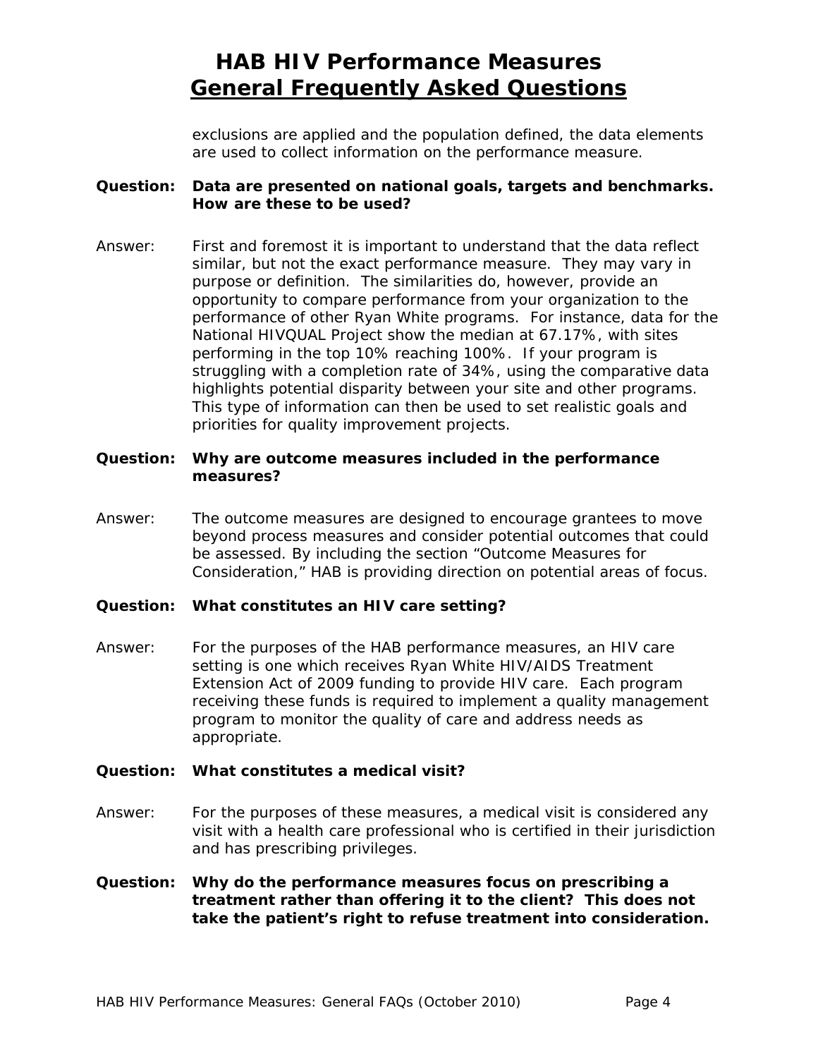exclusions are applied and the population defined, the data elements are used to collect information on the performance measure.

**Question: Data are presented on national goals, targets and benchmarks. How are these to be used?**

Answer: First and foremost it is important to understand that the data reflect similar, but not the exact performance measure. They may vary in purpose or definition. The similarities do, however, provide an opportunity to compare performance from your organization to the performance of other Ryan White programs. For instance, data for the National HIVQUAL Project show the median at 67.17%, with sites performing in the top 10% reaching 100%. If your program is struggling with a completion rate of 34%, using the comparative data highlights potential disparity between your site and other programs. This type of information can then be used to set realistic goals and priorities for quality improvement projects.

**Question: Why are outcome measures included in the performance measures?**

Answer: The outcome measures are designed to encourage grantees to move beyond process measures and consider potential outcomes that could be assessed. By including the section "Outcome Measures for Consideration," HAB is providing direction on potential areas of focus.

**Question: What constitutes an HIV care setting?**

Answer: For the purposes of the HAB performance measures, an HIV care setting is one which receives Ryan White HIV/AIDS Treatment Extension Act of 2009 funding to provide HIV care. Each program receiving these funds is required to implement a quality management program to monitor the quality of care and address needs as appropriate.

**Question: What constitutes a medical visit?**

Answer: For the purposes of these measures, a medical visit is considered any visit with a health care professional who is certified in their jurisdiction and has prescribing privileges.

**Question: Why do the performance measures focus on prescribing a treatment rather than offering it to the client? This does not take the patient's right to refuse treatment into consideration.**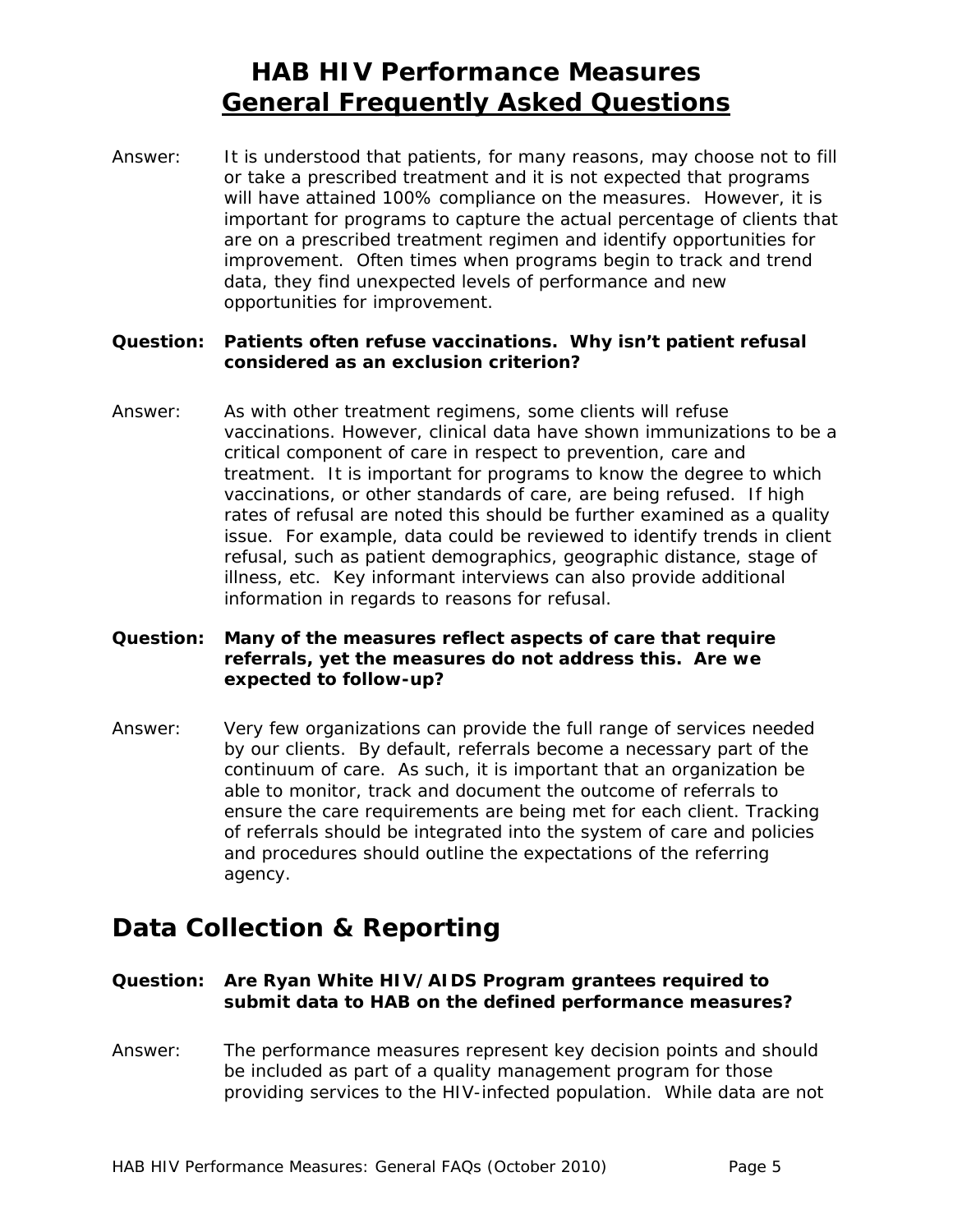# HAB HIV Performance Measures
## General Frequently Asked Questions

Answer: It is understood that patients, for many reasons, may choose not to fill or take a prescribed treatment and it is not expected that programs will have attained 100% compliance on the measures. However, it is important for programs to capture the actual percentage of clients that are on a prescribed treatment regimen and identify opportunities for improvement. Often times when programs begin to track and trend data, they find unexpected levels of performance and new opportunities for improvement.

**Question: Patients often refuse vaccinations. Why isn't patient refusal considered as an exclusion criterion?**

Answer: As with other treatment regimens, some clients will refuse vaccinations. However, clinical data have shown immunizations to be a critical component of care in respect to prevention, care and treatment. It is important for programs to know the degree to which vaccinations, or other standards of care, are being refused. If high rates of refusal are noted this should be further examined as a quality issue. For example, data could be reviewed to identify trends in client refusal, such as patient demographics, geographic distance, stage of illness, etc. Key informant interviews can also provide additional information in regards to reasons for refusal.

**Question: Many of the measures reflect aspects of care that require referrals, yet the measures do not address this. Are we expected to follow-up?**

Answer: Very few organizations can provide the full range of services needed by our clients. By default, referrals become a necessary part of the continuum of care. As such, it is important that an organization be able to monitor, track and document the outcome of referrals to ensure the care requirements are being met for each client. Tracking of referrals should be integrated into the system of care and policies and procedures should outline the expectations of the referring agency.

## Data Collection & Reporting

**Question: Are Ryan White HIV/AIDS Program grantees required to submit data to HAB on the defined performance measures?**

Answer: The performance measures represent key decision points and should be included as part of a quality management program for those providing services to the HIV-infected population. While data are not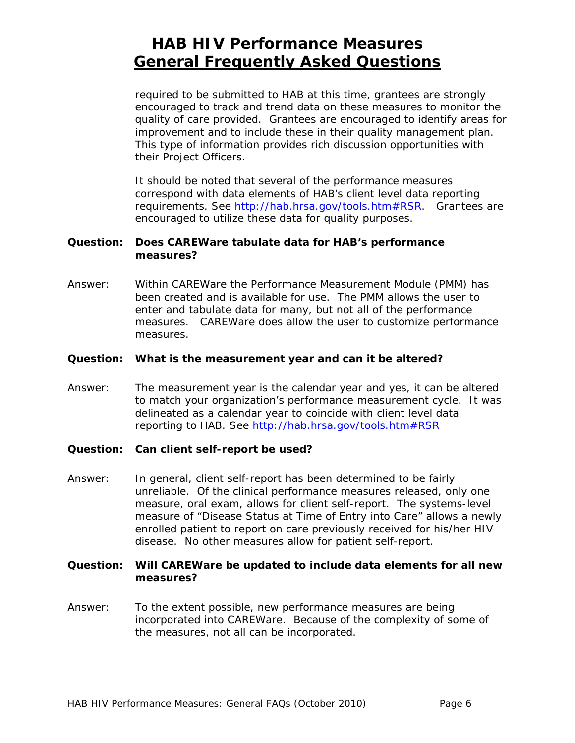required to be submitted to HAB at this time, grantees are strongly encouraged to track and trend data on these measures to monitor the quality of care provided. Grantees are encouraged to identify areas for improvement and to include these in their quality management plan. This type of information provides rich discussion opportunities with their Project Officers.

It should be noted that several of the performance measures correspond with data elements of HAB's client level data reporting requirements. See http://hab.hrsa.gov/tools.htm#RSR. Grantees are encouraged to utilize these data for quality purposes.

**Question: Does CAREWare tabulate data for HAB's performance measures?**

Answer: Within CAREWare the Performance Measurement Module (PMM) has been created and is available for use. The PMM allows the user to enter and tabulate data for many, but not all of the performance measures. CAREWare does allow the user to customize performance measures.

**Question: What is the measurement year and can it be altered?**

Answer: The measurement year is the calendar year and yes, it can be altered to match your organization's performance measurement cycle. It was delineated as a calendar year to coincide with client level data reporting to HAB. See http://hab.hrsa.gov/tools.htm#RSR

**Question: Can client self-report be used?**

Answer: In general, client self-report has been determined to be fairly unreliable. Of the clinical performance measures released, only one measure, oral exam, allows for client self-report. The systems-level measure of "Disease Status at Time of Entry into Care" allows a newly enrolled patient to report on care previously received for his/her HIV disease. No other measures allow for patient self-report.

**Question: Will CAREWare be updated to include data elements for all new measures?**

Answer: To the extent possible, new performance measures are being incorporated into CAREWare. Because of the complexity of some of the measures, not all can be incorporated.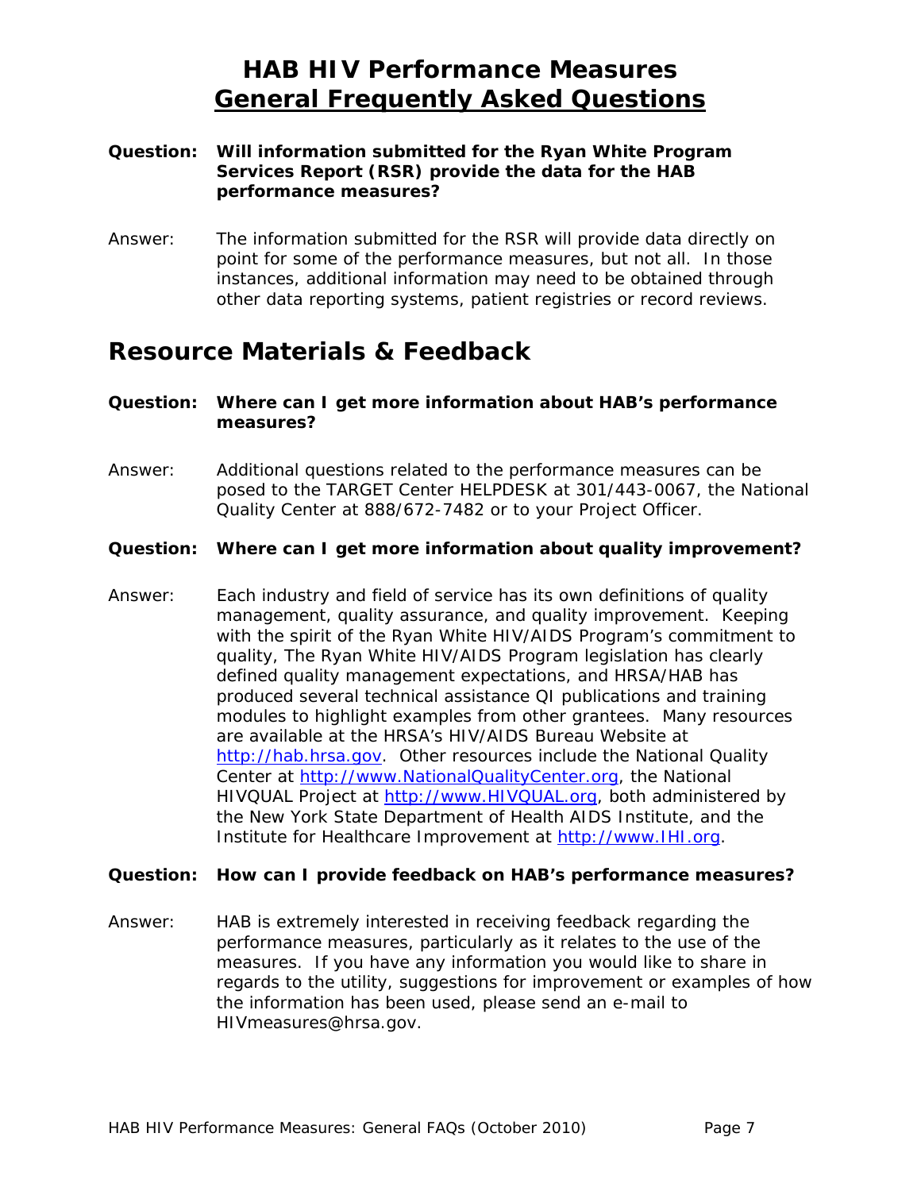# HAB HIV Performance Measures
# General Frequently Asked Questions

**Question: Will information submitted for the Ryan White Program Services Report (RSR) provide the data for the HAB performance measures?**

Answer: The information submitted for the RSR will provide data directly on point for some of the performance measures, but not all. In those instances, additional information may need to be obtained through other data reporting systems, patient registries or record reviews.

## Resource Materials & Feedback

**Question: Where can I get more information about HAB's performance measures?**

Answer: Additional questions related to the performance measures can be posed to the TARGET Center HELPDESK at 301/443-0067, the National Quality Center at 888/672-7482 or to your Project Officer.

**Question: Where can I get more information about quality improvement?**

Answer: Each industry and field of service has its own definitions of quality management, quality assurance, and quality improvement. Keeping with the spirit of the Ryan White HIV/AIDS Program's commitment to quality, The Ryan White HIV/AIDS Program legislation has clearly defined quality management expectations, and HRSA/HAB has produced several technical assistance QI publications and training modules to highlight examples from other grantees. Many resources are available at the HRSA's HIV/AIDS Bureau Website at http://hab.hrsa.gov. Other resources include the National Quality Center at http://www.NationalQualityCenter.org, the National HIVQUAL Project at http://www.HIVQUAL.org, both administered by the New York State Department of Health AIDS Institute, and the Institute for Healthcare Improvement at http://www.IHI.org.

**Question: How can I provide feedback on HAB's performance measures?**

Answer: HAB is extremely interested in receiving feedback regarding the performance measures, particularly as it relates to the use of the measures. If you have any information you would like to share in regards to the utility, suggestions for improvement or examples of how the information has been used, please send an e-mail to HIVmeasures@hrsa.gov.